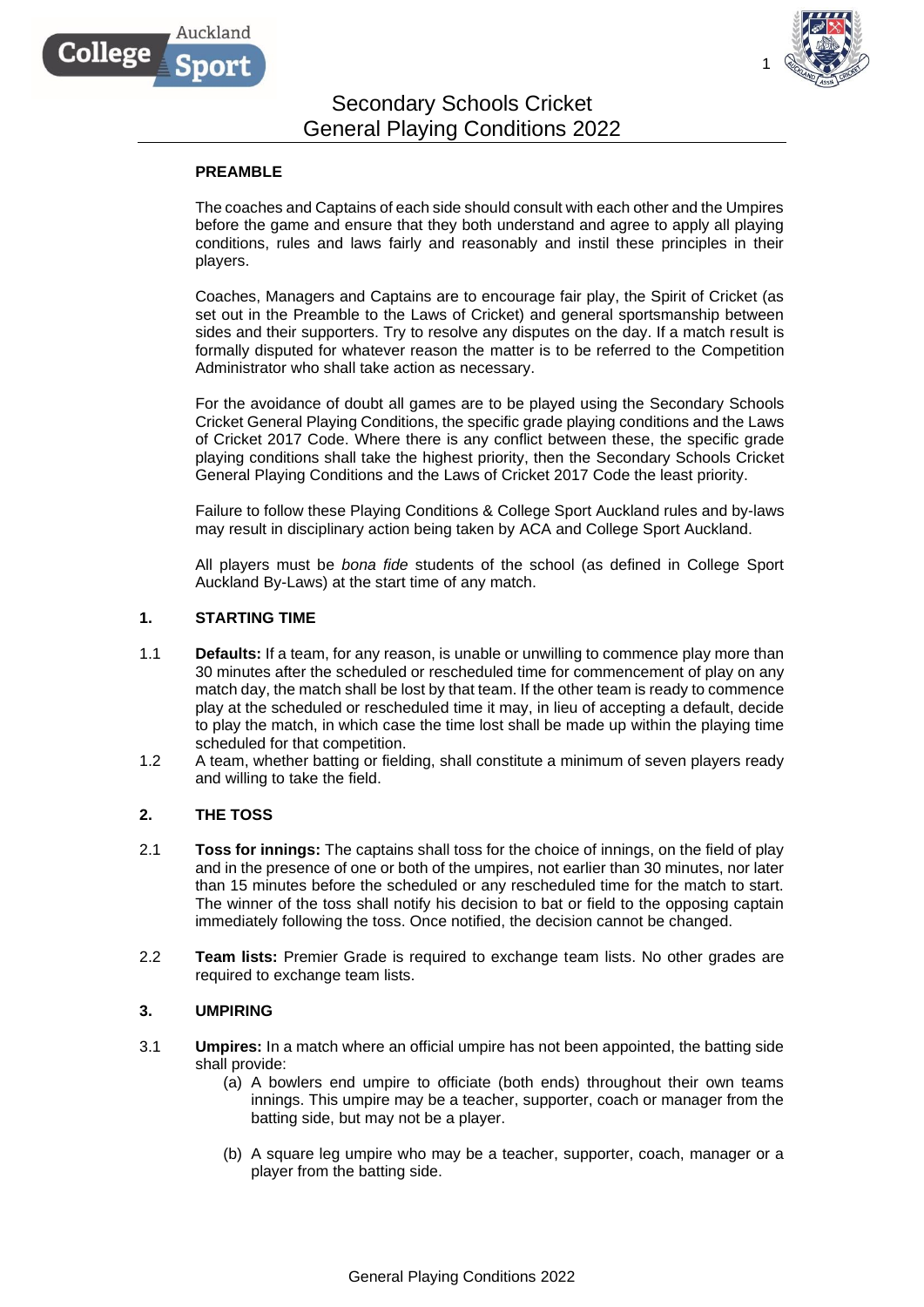# Secondary Schools Cricket
# General Playing Conditions 2022

## PREAMBLE

The coaches and Captains of each side should consult with each other and the Umpires before the game and ensure that they both understand and agree to apply all playing conditions, rules and laws fairly and reasonably and instil these principles in their players.

Coaches, Managers and Captains are to encourage fair play, the Spirit of Cricket (as set out in the Preamble to the Laws of Cricket) and general sportsmanship between sides and their supporters. Try to resolve any disputes on the day. If a match result is formally disputed for whatever reason the matter is to be referred to the Competition Administrator who shall take action as necessary.

For the avoidance of doubt all games are to be played using the Secondary Schools Cricket General Playing Conditions, the specific grade playing conditions and the Laws of Cricket 2017 Code. Where there is any conflict between these, the specific grade playing conditions shall take the highest priority, then the Secondary Schools Cricket General Playing Conditions and the Laws of Cricket 2017 Code the least priority.

Failure to follow these Playing Conditions & College Sport Auckland rules and by-laws may result in disciplinary action being taken by ACA and College Sport Auckland.

All players must be *bona fide* students of the school (as defined in College Sport Auckland By-Laws) at the start time of any match.

## 1. STARTING TIME

1.1 **Defaults:** If a team, for any reason, is unable or unwilling to commence play more than 30 minutes after the scheduled or rescheduled time for commencement of play on any match day, the match shall be lost by that team. If the other team is ready to commence play at the scheduled or rescheduled time it may, in lieu of accepting a default, decide to play the match, in which case the time lost shall be made up within the playing time scheduled for that competition.

1.2 A team, whether batting or fielding, shall constitute a minimum of seven players ready and willing to take the field.

## 2. THE TOSS

2.1 **Toss for innings:** The captains shall toss for the choice of innings, on the field of play and in the presence of one or both of the umpires, not earlier than 30 minutes, nor later than 15 minutes before the scheduled or any rescheduled time for the match to start. The winner of the toss shall notify his decision to bat or field to the opposing captain immediately following the toss. Once notified, the decision cannot be changed.

2.2 **Team lists:** Premier Grade is required to exchange team lists. No other grades are required to exchange team lists.

## 3. UMPIRING

3.1 **Umpires:** In a match where an official umpire has not been appointed, the batting side shall provide:

(a) A bowlers end umpire to officiate (both ends) throughout their own teams innings. This umpire may be a teacher, supporter, coach or manager from the batting side, but may not be a player.

(b) A square leg umpire who may be a teacher, supporter, coach, manager or a player from the batting side.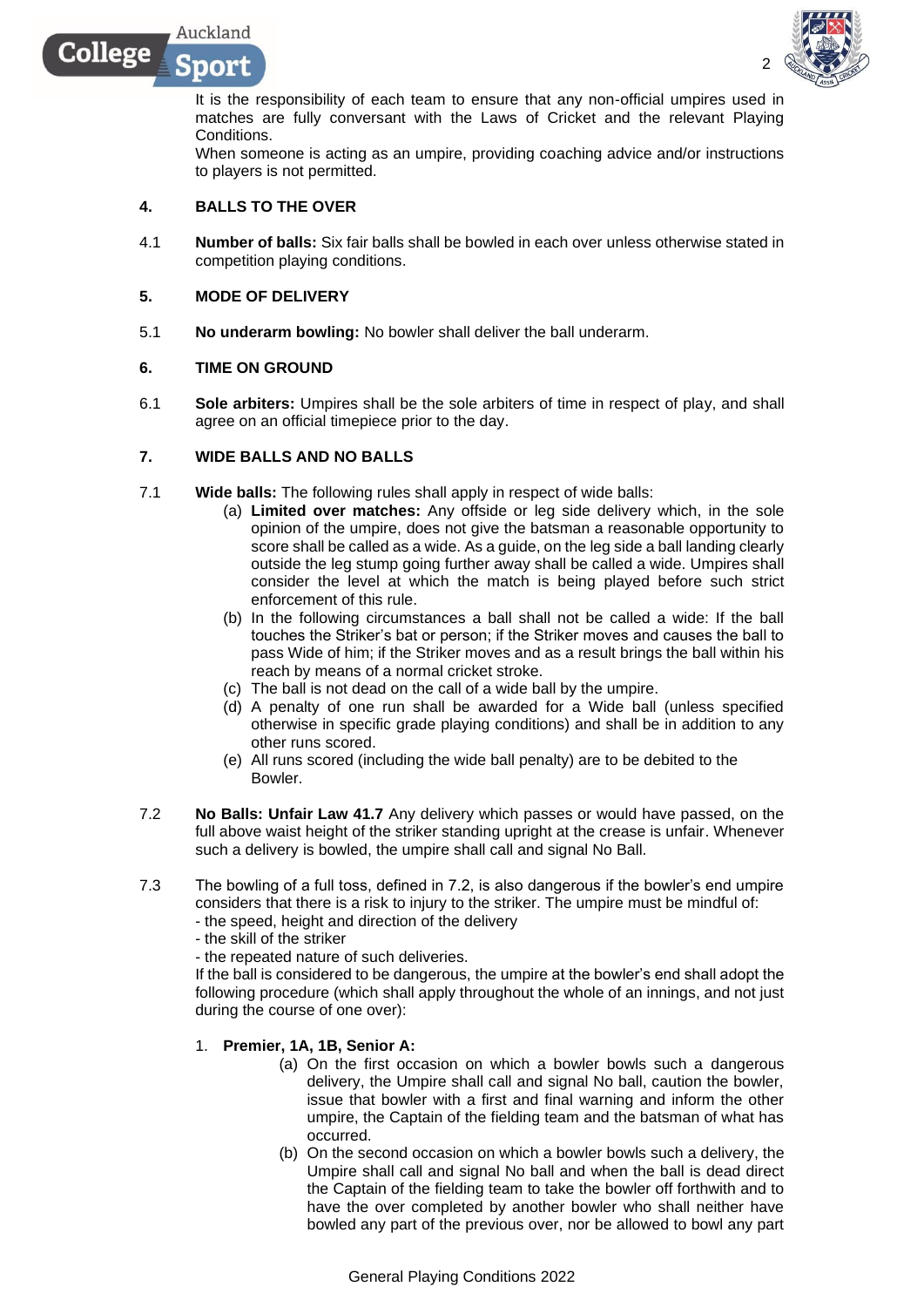It is the responsibility of each team to ensure that any non-official umpires used in matches are fully conversant with the Laws of Cricket and the relevant Playing Conditions.

When someone is acting as an umpire, providing coaching advice and/or instructions to players is not permitted.

## 4. BALLS TO THE OVER

4.1 **Number of balls:** Six fair balls shall be bowled in each over unless otherwise stated in competition playing conditions.

## 5. MODE OF DELIVERY

5.1 **No underarm bowling:** No bowler shall deliver the ball underarm.

## 6. TIME ON GROUND

6.1 **Sole arbiters:** Umpires shall be the sole arbiters of time in respect of play, and shall agree on an official timepiece prior to the day.

## 7. WIDE BALLS AND NO BALLS

7.1 **Wide balls:** The following rules shall apply in respect of wide balls:

(a) **Limited over matches:** Any offside or leg side delivery which, in the sole opinion of the umpire, does not give the batsman a reasonable opportunity to score shall be called as a wide. As a guide, on the leg side a ball landing clearly outside the leg stump going further away shall be called a wide. Umpires shall consider the level at which the match is being played before such strict enforcement of this rule.

(b) In the following circumstances a ball shall not be called a wide: If the ball touches the Striker's bat or person; if the Striker moves and causes the ball to pass Wide of him; if the Striker moves and as a result brings the ball within his reach by means of a normal cricket stroke.

(c) The ball is not dead on the call of a wide ball by the umpire.

(d) A penalty of one run shall be awarded for a Wide ball (unless specified otherwise in specific grade playing conditions) and shall be in addition to any other runs scored.

(e) All runs scored (including the wide ball penalty) are to be debited to the Bowler.

7.2 **No Balls: Unfair Law 41.7** Any delivery which passes or would have passed, on the full above waist height of the striker standing upright at the crease is unfair. Whenever such a delivery is bowled, the umpire shall call and signal No Ball.

7.3 The bowling of a full toss, defined in 7.2, is also dangerous if the bowler's end umpire considers that there is a risk to injury to the striker. The umpire must be mindful of:

- the speed, height and direction of the delivery
- the skill of the striker
- the repeated nature of such deliveries.

If the ball is considered to be dangerous, the umpire at the bowler's end shall adopt the following procedure (which shall apply throughout the whole of an innings, and not just during the course of one over):

1. **Premier, 1A, 1B, Senior A:**

    (a) On the first occasion on which a bowler bowls such a dangerous delivery, the Umpire shall call and signal No ball, caution the bowler, issue that bowler with a first and final warning and inform the other umpire, the Captain of the fielding team and the batsman of what has occurred.

    (b) On the second occasion on which a bowler bowls such a delivery, the Umpire shall call and signal No ball and when the ball is dead direct the Captain of the fielding team to take the bowler off forthwith and to have the over completed by another bowler who shall neither have bowled any part of the previous over, nor be allowed to bowl any part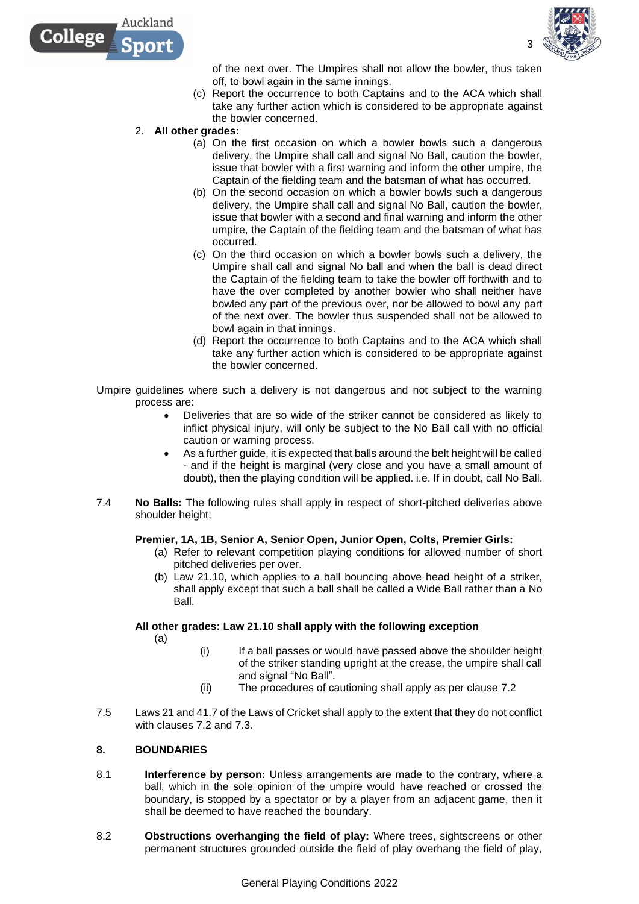of the next over. The Umpires shall not allow the bowler, thus taken off, to bowl again in the same innings.

(c) Report the occurrence to both Captains and to the ACA which shall take any further action which is considered to be appropriate against the bowler concerned.

2. **All other grades:**

(a) On the first occasion on which a bowler bowls such a dangerous delivery, the Umpire shall call and signal No Ball, caution the bowler, issue that bowler with a first warning and inform the other umpire, the Captain of the fielding team and the batsman of what has occurred.

(b) On the second occasion on which a bowler bowls such a dangerous delivery, the Umpire shall call and signal No Ball, caution the bowler, issue that bowler with a second and final warning and inform the other umpire, the Captain of the fielding team and the batsman of what has occurred.

(c) On the third occasion on which a bowler bowls such a delivery, the Umpire shall call and signal No ball and when the ball is dead direct the Captain of the fielding team to take the bowler off forthwith and to have the over completed by another bowler who shall neither have bowled any part of the previous over, nor be allowed to bowl any part of the next over. The bowler thus suspended shall not be allowed to bowl again in that innings.

(d) Report the occurrence to both Captains and to the ACA which shall take any further action which is considered to be appropriate against the bowler concerned.

Umpire guidelines where such a delivery is not dangerous and not subject to the warning process are:

- Deliveries that are so wide of the striker cannot be considered as likely to inflict physical injury, will only be subject to the No Ball call with no official caution or warning process.
- As a further guide, it is expected that balls around the belt height will be called - and if the height is marginal (very close and you have a small amount of doubt), then the playing condition will be applied. i.e. If in doubt, call No Ball.

7.4 **No Balls:** The following rules shall apply in respect of short-pitched deliveries above shoulder height;

**Premier, 1A, 1B, Senior A, Senior Open, Junior Open, Colts, Premier Girls:**

(a) Refer to relevant competition playing conditions for allowed number of short pitched deliveries per over.

(b) Law 21.10, which applies to a ball bouncing above head height of a striker, shall apply except that such a ball shall be called a Wide Ball rather than a No Ball.

**All other grades: Law 21.10 shall apply with the following exception**

(a)

(i) If a ball passes or would have passed above the shoulder height of the striker standing upright at the crease, the umpire shall call and signal "No Ball".

(ii) The procedures of cautioning shall apply as per clause 7.2

7.5 Laws 21 and 41.7 of the Laws of Cricket shall apply to the extent that they do not conflict with clauses 7.2 and 7.3.

## 8. BOUNDARIES

8.1 **Interference by person:** Unless arrangements are made to the contrary, where a ball, which in the sole opinion of the umpire would have reached or crossed the boundary, is stopped by a spectator or by a player from an adjacent game, then it shall be deemed to have reached the boundary.

8.2 **Obstructions overhanging the field of play:** Where trees, sightscreens or other permanent structures grounded outside the field of play overhang the field of play,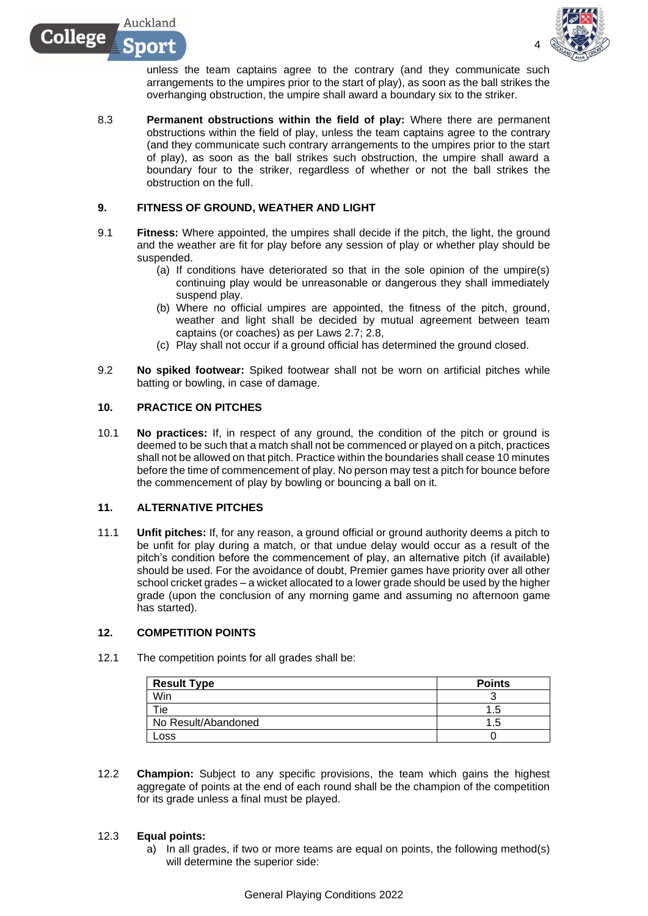unless the team captains agree to the contrary (and they communicate such arrangements to the umpires prior to the start of play), as soon as the ball strikes the overhanging obstruction, the umpire shall award a boundary six to the striker.

8.3 **Permanent obstructions within the field of play:** Where there are permanent obstructions within the field of play, unless the team captains agree to the contrary (and they communicate such contrary arrangements to the umpires prior to the start of play), as soon as the ball strikes such obstruction, the umpire shall award a boundary four to the striker, regardless of whether or not the ball strikes the obstruction on the full.

## 9. FITNESS OF GROUND, WEATHER AND LIGHT

9.1 **Fitness:** Where appointed, the umpires shall decide if the pitch, the light, the ground and the weather are fit for play before any session of play or whether play should be suspended.

(a) If conditions have deteriorated so that in the sole opinion of the umpire(s) continuing play would be unreasonable or dangerous they shall immediately suspend play.

(b) Where no official umpires are appointed, the fitness of the pitch, ground, weather and light shall be decided by mutual agreement between team captains (or coaches) as per Laws 2.7; 2.8,

(c) Play shall not occur if a ground official has determined the ground closed.

9.2 **No spiked footwear:** Spiked footwear shall not be worn on artificial pitches while batting or bowling, in case of damage.

## 10. PRACTICE ON PITCHES

10.1 **No practices:** If, in respect of any ground, the condition of the pitch or ground is deemed to be such that a match shall not be commenced or played on a pitch, practices shall not be allowed on that pitch. Practice within the boundaries shall cease 10 minutes before the time of commencement of play. No person may test a pitch for bounce before the commencement of play by bowling or bouncing a ball on it.

## 11. ALTERNATIVE PITCHES

11.1 **Unfit pitches:** If, for any reason, a ground official or ground authority deems a pitch to be unfit for play during a match, or that undue delay would occur as a result of the pitch's condition before the commencement of play, an alternative pitch (if available) should be used. For the avoidance of doubt, Premier games have priority over all other school cricket grades – a wicket allocated to a lower grade should be used by the higher grade (upon the conclusion of any morning game and assuming no afternoon game has started).

## 12. COMPETITION POINTS

12.1 The competition points for all grades shall be:

| Result Type | Points |
|---|---|
| Win | 3 |
| Tie | 1.5 |
| No Result/Abandoned | 1.5 |
| Loss | 0 |

12.2 **Champion:** Subject to any specific provisions, the team which gains the highest aggregate of points at the end of each round shall be the champion of the competition for its grade unless a final must be played.

12.3 **Equal points:**

a) In all grades, if two or more teams are equal on points, the following method(s) will determine the superior side: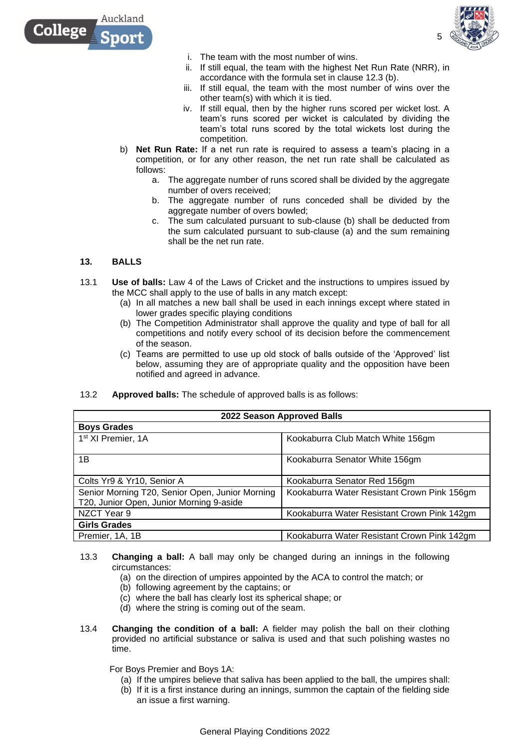i. The team with the most number of wins.
ii. If still equal, the team with the highest Net Run Rate (NRR), in accordance with the formula set in clause 12.3 (b).
iii. If still equal, the team with the most number of wins over the other team(s) with which it is tied.
iv. If still equal, then by the higher runs scored per wicket lost. A team's runs scored per wicket is calculated by dividing the team's total runs scored by the total wickets lost during the competition.

b) **Net Run Rate:** If a net run rate is required to assess a team's placing in a competition, or for any other reason, the net run rate shall be calculated as follows:
   a. The aggregate number of runs scored shall be divided by the aggregate number of overs received;
   b. The aggregate number of runs conceded shall be divided by the aggregate number of overs bowled;
   c. The sum calculated pursuant to sub-clause (b) shall be deducted from the sum calculated pursuant to sub-clause (a) and the sum remaining shall be the net run rate.

## 13. BALLS

13.1 **Use of balls:** Law 4 of the Laws of Cricket and the instructions to umpires issued by the MCC shall apply to the use of balls in any match except:
   (a) In all matches a new ball shall be used in each innings except where stated in lower grades specific playing conditions
   (b) The Competition Administrator shall approve the quality and type of ball for all competitions and notify every school of its decision before the commencement of the season.
   (c) Teams are permitted to use up old stock of balls outside of the 'Approved' list below, assuming they are of appropriate quality and the opposition have been notified and agreed in advance.

13.2 **Approved balls:** The schedule of approved balls is as follows:

| **2022 Season Approved Balls** | |
|---|---|
| **Boys Grades** | |
| 1st XI Premier, 1A | Kookaburra Club Match White 156gm |
| 1B | Kookaburra Senator White 156gm |
| Colts Yr9 & Yr10, Senior A | Kookaburra Senator Red 156gm |
| Senior Morning T20, Senior Open, Junior Morning T20, Junior Open, Junior Morning 9-aside | Kookaburra Water Resistant Crown Pink 156gm |
| NZCT Year 9 | Kookaburra Water Resistant Crown Pink 142gm |
| **Girls Grades** | |
| Premier, 1A, 1B | Kookaburra Water Resistant Crown Pink 142gm |

13.3 **Changing a ball:** A ball may only be changed during an innings in the following circumstances:
   (a) on the direction of umpires appointed by the ACA to control the match; or
   (b) following agreement by the captains; or
   (c) where the ball has clearly lost its spherical shape; or
   (d) where the string is coming out of the seam.

13.4 **Changing the condition of a ball:** A fielder may polish the ball on their clothing provided no artificial substance or saliva is used and that such polishing wastes no time.

For Boys Premier and Boys 1A:
   (a) If the umpires believe that saliva has been applied to the ball, the umpires shall:
   (b) If it is a first instance during an innings, summon the captain of the fielding side an issue a first warning.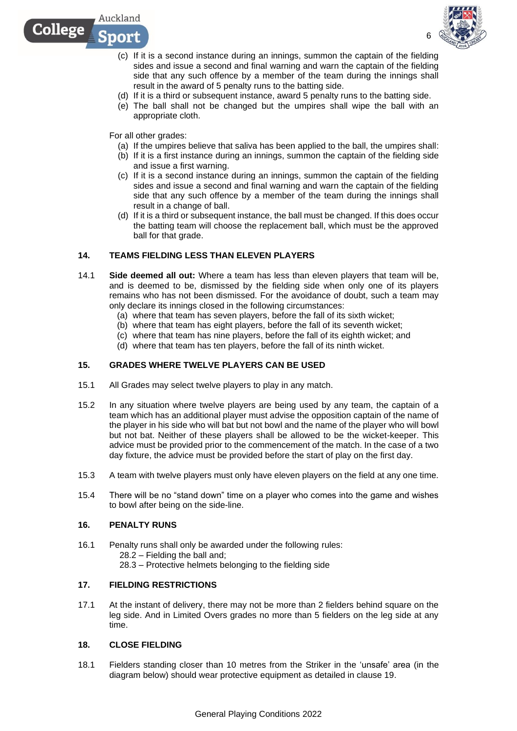(c) If it is a second instance during an innings, summon the captain of the fielding sides and issue a second and final warning and warn the captain of the fielding side that any such offence by a member of the team during the innings shall result in the award of 5 penalty runs to the batting side.
(d) If it is a third or subsequent instance, award 5 penalty runs to the batting side.
(e) The ball shall not be changed but the umpires shall wipe the ball with an appropriate cloth.

For all other grades:

(a) If the umpires believe that saliva has been applied to the ball, the umpires shall:
(b) If it is a first instance during an innings, summon the captain of the fielding side and issue a first warning.
(c) If it is a second instance during an innings, summon the captain of the fielding sides and issue a second and final warning and warn the captain of the fielding side that any such offence by a member of the team during the innings shall result in a change of ball.
(d) If it is a third or subsequent instance, the ball must be changed. If this does occur the batting team will choose the replacement ball, which must be the approved ball for that grade.

## 14. TEAMS FIELDING LESS THAN ELEVEN PLAYERS

14.1 **Side deemed all out:** Where a team has less than eleven players that team will be, and is deemed to be, dismissed by the fielding side when only one of its players remains who has not been dismissed. For the avoidance of doubt, such a team may only declare its innings closed in the following circumstances:

(a) where that team has seven players, before the fall of its sixth wicket;
(b) where that team has eight players, before the fall of its seventh wicket;
(c) where that team has nine players, before the fall of its eighth wicket; and
(d) where that team has ten players, before the fall of its ninth wicket.

## 15. GRADES WHERE TWELVE PLAYERS CAN BE USED

15.1 All Grades may select twelve players to play in any match.

15.2 In any situation where twelve players are being used by any team, the captain of a team which has an additional player must advise the opposition captain of the name of the player in his side who will bat but not bowl and the name of the player who will bowl but not bat. Neither of these players shall be allowed to be the wicket-keeper. This advice must be provided prior to the commencement of the match. In the case of a two day fixture, the advice must be provided before the start of play on the first day.

15.3 A team with twelve players must only have eleven players on the field at any one time.

15.4 There will be no "stand down" time on a player who comes into the game and wishes to bowl after being on the side-line.

## 16. PENALTY RUNS

16.1 Penalty runs shall only be awarded under the following rules:

28.2 – Fielding the ball and;
28.3 – Protective helmets belonging to the fielding side

## 17. FIELDING RESTRICTIONS

17.1 At the instant of delivery, there may not be more than 2 fielders behind square on the leg side. And in Limited Overs grades no more than 5 fielders on the leg side at any time.

## 18. CLOSE FIELDING

18.1 Fielders standing closer than 10 metres from the Striker in the 'unsafe' area (in the diagram below) should wear protective equipment as detailed in clause 19.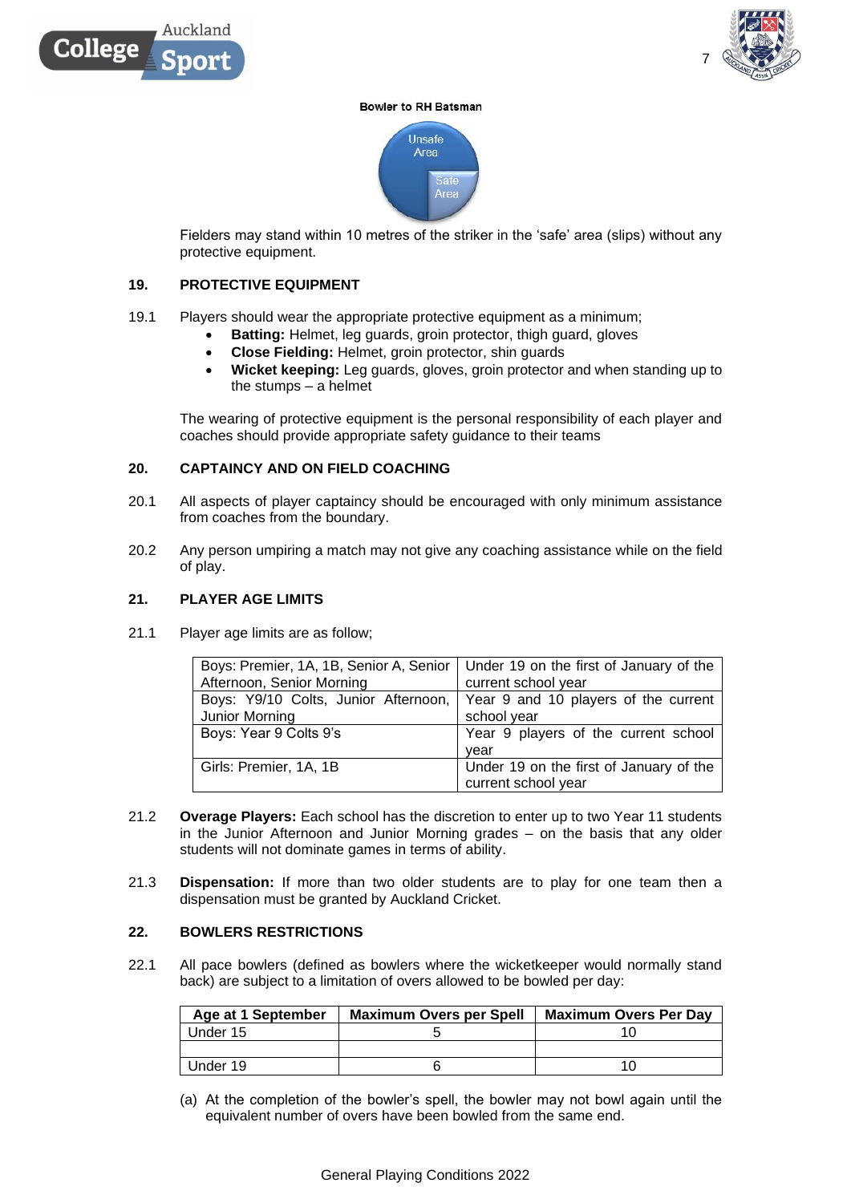Bowler to RH Batsman

Unsafe Area

Safe Area

Fielders may stand within 10 metres of the striker in the 'safe' area (slips) without any protective equipment.

## 19. PROTECTIVE EQUIPMENT

19.1 Players should wear the appropriate protective equipment as a minimum;

- **Batting:** Helmet, leg guards, groin protector, thigh guard, gloves
- **Close Fielding:** Helmet, groin protector, shin guards
- **Wicket keeping:** Leg guards, gloves, groin protector and when standing up to the stumps – a helmet

The wearing of protective equipment is the personal responsibility of each player and coaches should provide appropriate safety guidance to their teams

## 20. CAPTAINCY AND ON FIELD COACHING

20.1 All aspects of player captaincy should be encouraged with only minimum assistance from coaches from the boundary.

20.2 Any person umpiring a match may not give any coaching assistance while on the field of play.

## 21. PLAYER AGE LIMITS

21.1 Player age limits are as follow;

| | |
|---|---|
| Boys: Premier, 1A, 1B, Senior A, Senior Afternoon, Senior Morning | Under 19 on the first of January of the current school year |
| Boys: Y9/10 Colts, Junior Afternoon, Junior Morning | Year 9 and 10 players of the current school year |
| Boys: Year 9 Colts 9's | Year 9 players of the current school year |
| Girls: Premier, 1A, 1B | Under 19 on the first of January of the current school year |

21.2 **Overage Players:** Each school has the discretion to enter up to two Year 11 students in the Junior Afternoon and Junior Morning grades – on the basis that any older students will not dominate games in terms of ability.

21.3 **Dispensation:** If more than two older students are to play for one team then a dispensation must be granted by Auckland Cricket.

## 22. BOWLERS RESTRICTIONS

22.1 All pace bowlers (defined as bowlers where the wicketkeeper would normally stand back) are subject to a limitation of overs allowed to be bowled per day:

| Age at 1 September | Maximum Overs per Spell | Maximum Overs Per Day |
|---|---|---|
| Under 15 | 5 | 10 |
| | | |
| Under 19 | 6 | 10 |

(a) At the completion of the bowler's spell, the bowler may not bowl again until the equivalent number of overs have been bowled from the same end.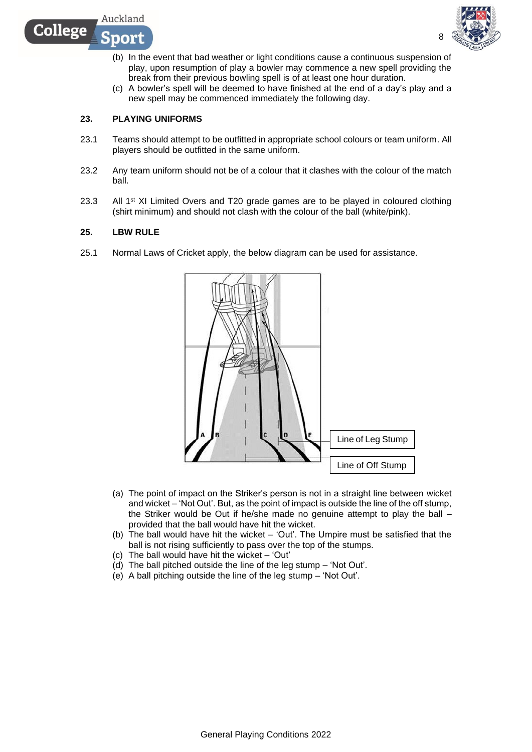(b) In the event that bad weather or light conditions cause a continuous suspension of play, upon resumption of play a bowler may commence a new spell providing the break from their previous bowling spell is of at least one hour duration.

(c) A bowler's spell will be deemed to have finished at the end of a day's play and a new spell may be commenced immediately the following day.

## 23. PLAYING UNIFORMS

23.1 Teams should attempt to be outfitted in appropriate school colours or team uniform. All players should be outfitted in the same uniform.

23.2 Any team uniform should not be of a colour that it clashes with the colour of the match ball.

23.3 All 1st XI Limited Overs and T20 grade games are to be played in coloured clothing (shirt minimum) and should not clash with the colour of the ball (white/pink).

## 25. LBW RULE

25.1 Normal Laws of Cricket apply, the below diagram can be used for assistance.

Line of Leg Stump

Line of Off Stump

(a) The point of impact on the Striker's person is not in a straight line between wicket and wicket – 'Not Out'. But, as the point of impact is outside the line of the off stump, the Striker would be Out if he/she made no genuine attempt to play the ball – provided that the ball would have hit the wicket.

(b) The ball would have hit the wicket – 'Out'. The Umpire must be satisfied that the ball is not rising sufficiently to pass over the top of the stumps.

(c) The ball would have hit the wicket – 'Out'

(d) The ball pitched outside the line of the leg stump – 'Not Out'.

(e) A ball pitching outside the line of the leg stump – 'Not Out'.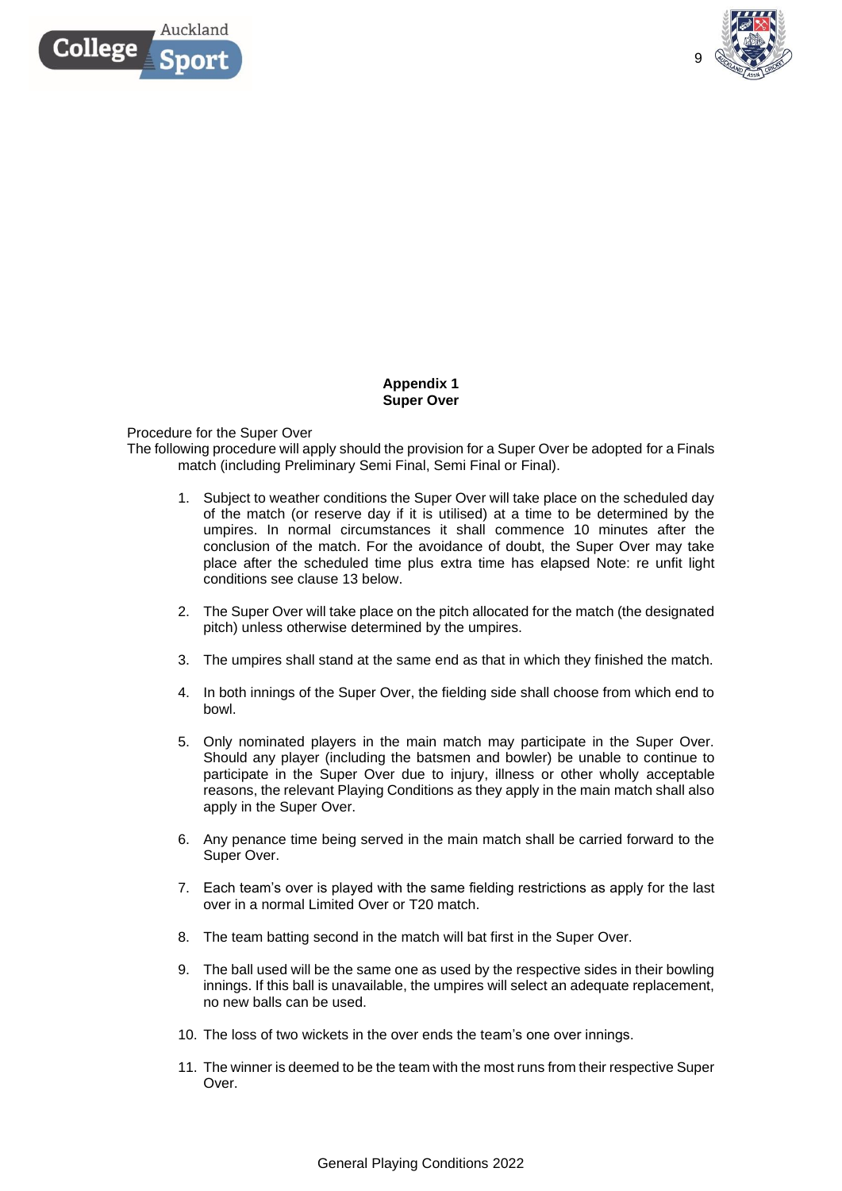## Appendix 1
## Super Over

Procedure for the Super Over

The following procedure will apply should the provision for a Super Over be adopted for a Finals match (including Preliminary Semi Final, Semi Final or Final).

1. Subject to weather conditions the Super Over will take place on the scheduled day of the match (or reserve day if it is utilised) at a time to be determined by the umpires. In normal circumstances it shall commence 10 minutes after the conclusion of the match. For the avoidance of doubt, the Super Over may take place after the scheduled time plus extra time has elapsed Note: re unfit light conditions see clause 13 below.

2. The Super Over will take place on the pitch allocated for the match (the designated pitch) unless otherwise determined by the umpires.

3. The umpires shall stand at the same end as that in which they finished the match.

4. In both innings of the Super Over, the fielding side shall choose from which end to bowl.

5. Only nominated players in the main match may participate in the Super Over. Should any player (including the batsmen and bowler) be unable to continue to participate in the Super Over due to injury, illness or other wholly acceptable reasons, the relevant Playing Conditions as they apply in the main match shall also apply in the Super Over.

6. Any penance time being served in the main match shall be carried forward to the Super Over.

7. Each team's over is played with the same fielding restrictions as apply for the last over in a normal Limited Over or T20 match.

8. The team batting second in the match will bat first in the Super Over.

9. The ball used will be the same one as used by the respective sides in their bowling innings. If this ball is unavailable, the umpires will select an adequate replacement, no new balls can be used.

10. The loss of two wickets in the over ends the team's one over innings.

11. The winner is deemed to be the team with the most runs from their respective Super Over.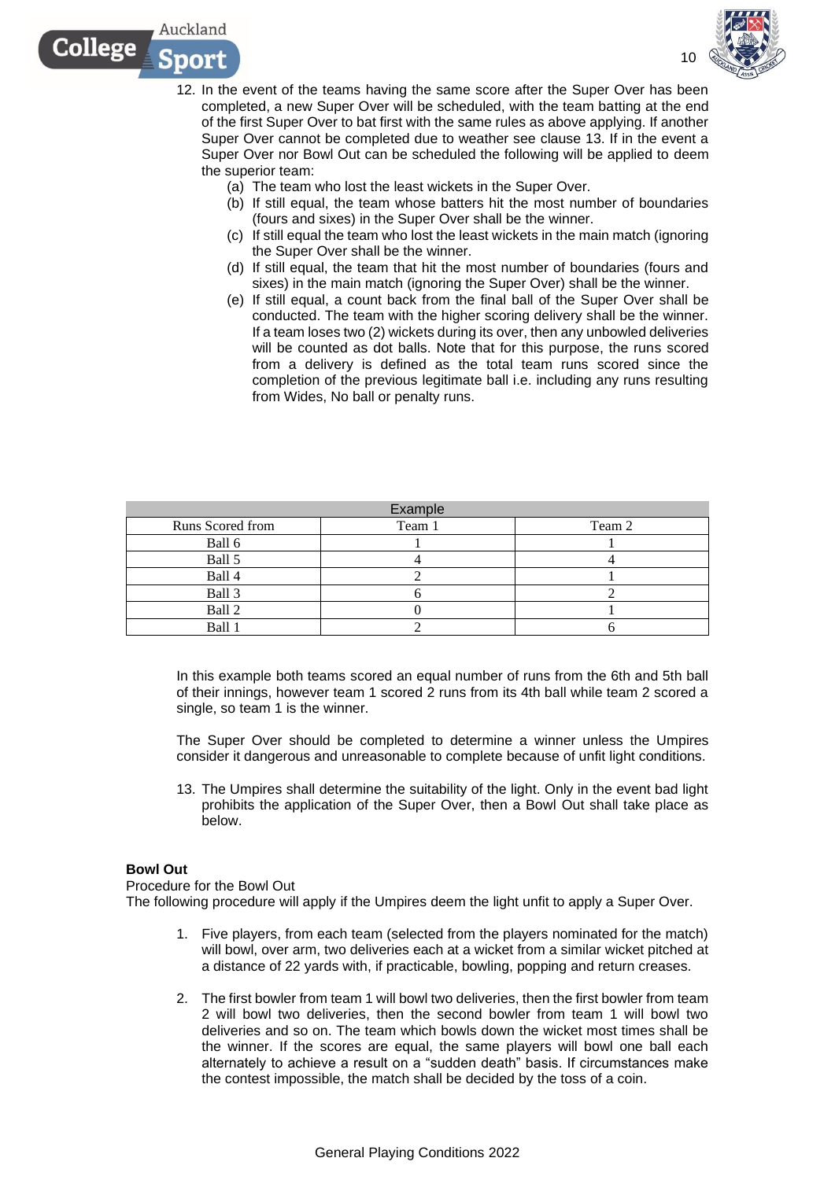12. In the event of the teams having the same score after the Super Over has been completed, a new Super Over will be scheduled, with the team batting at the end of the first Super Over to bat first with the same rules as above applying. If another Super Over cannot be completed due to weather see clause 13. If in the event a Super Over nor Bowl Out can be scheduled the following will be applied to deem the superior team:
    (a) The team who lost the least wickets in the Super Over.
    (b) If still equal, the team whose batters hit the most number of boundaries (fours and sixes) in the Super Over shall be the winner.
    (c) If still equal the team who lost the least wickets in the main match (ignoring the Super Over shall be the winner.
    (d) If still equal, the team that hit the most number of boundaries (fours and sixes) in the main match (ignoring the Super Over) shall be the winner.
    (e) If still equal, a count back from the final ball of the Super Over shall be conducted. The team with the higher scoring delivery shall be the winner. If a team loses two (2) wickets during its over, then any unbowled deliveries will be counted as dot balls. Note that for this purpose, the runs scored from a delivery is defined as the total team runs scored since the completion of the previous legitimate ball i.e. including any runs resulting from Wides, No ball or penalty runs.

| Example | | |
|---|---|---|
| Runs Scored from | Team 1 | Team 2 |
| Ball 6 | 1 | 1 |
| Ball 5 | 4 | 4 |
| Ball 4 | 2 | 1 |
| Ball 3 | 6 | 2 |
| Ball 2 | 0 | 1 |
| Ball 1 | 2 | 6 |

In this example both teams scored an equal number of runs from the 6th and 5th ball of their innings, however team 1 scored 2 runs from its 4th ball while team 2 scored a single, so team 1 is the winner.

The Super Over should be completed to determine a winner unless the Umpires consider it dangerous and unreasonable to complete because of unfit light conditions.

13. The Umpires shall determine the suitability of the light. Only in the event bad light prohibits the application of the Super Over, then a Bowl Out shall take place as below.

**Bowl Out**

Procedure for the Bowl Out

The following procedure will apply if the Umpires deem the light unfit to apply a Super Over.

1. Five players, from each team (selected from the players nominated for the match) will bowl, over arm, two deliveries each at a wicket from a similar wicket pitched at a distance of 22 yards with, if practicable, bowling, popping and return creases.

2. The first bowler from team 1 will bowl two deliveries, then the first bowler from team 2 will bowl two deliveries, then the second bowler from team 1 will bowl two deliveries and so on. The team which bowls down the wicket most times shall be the winner. If the scores are equal, the same players will bowl one ball each alternately to achieve a result on a "sudden death" basis. If circumstances make the contest impossible, the match shall be decided by the toss of a coin.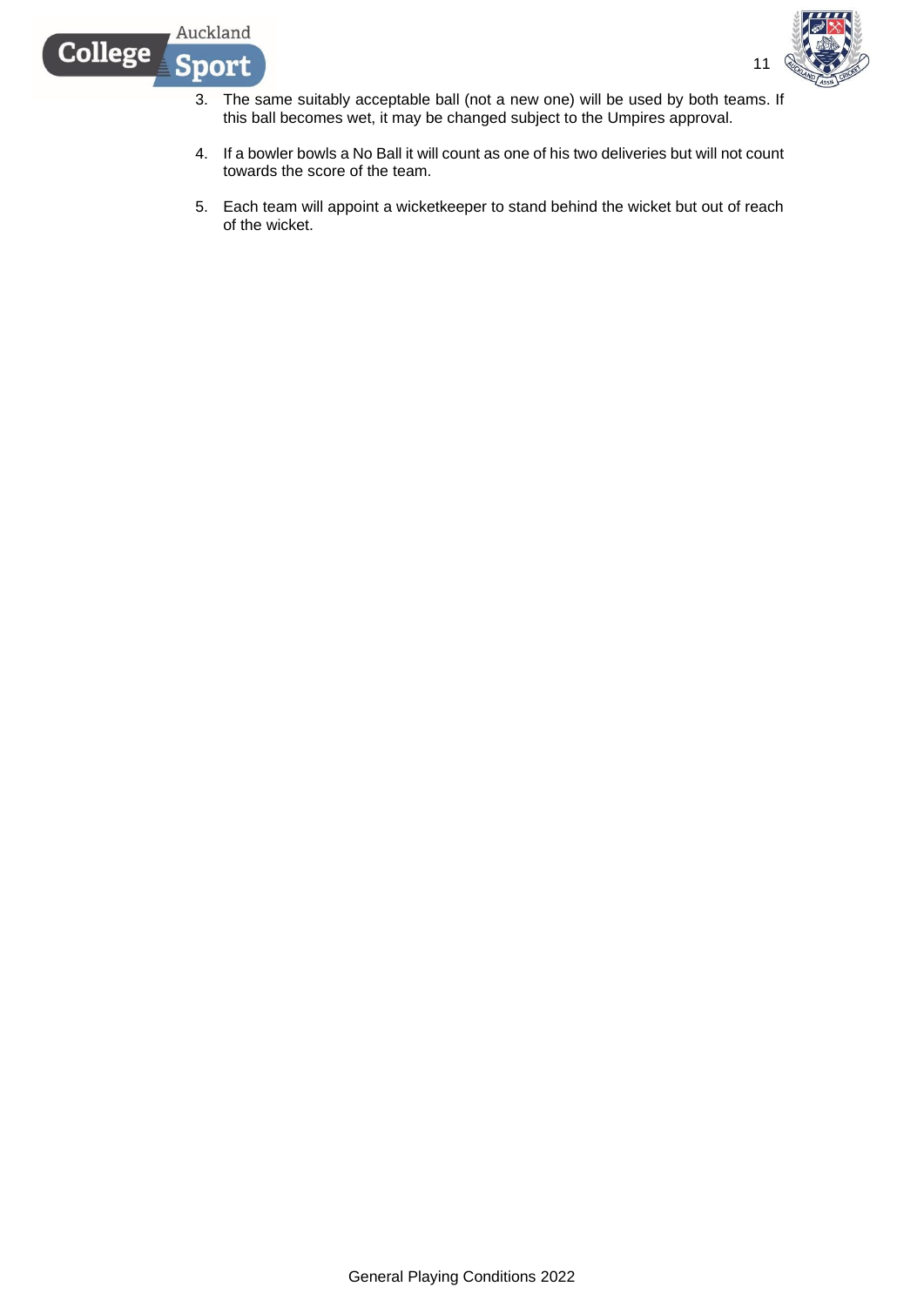3. The same suitably acceptable ball (not a new one) will be used by both teams. If this ball becomes wet, it may be changed subject to the Umpires approval.

4. If a bowler bowls a No Ball it will count as one of his two deliveries but will not count towards the score of the team.

5. Each team will appoint a wicketkeeper to stand behind the wicket but out of reach of the wicket.